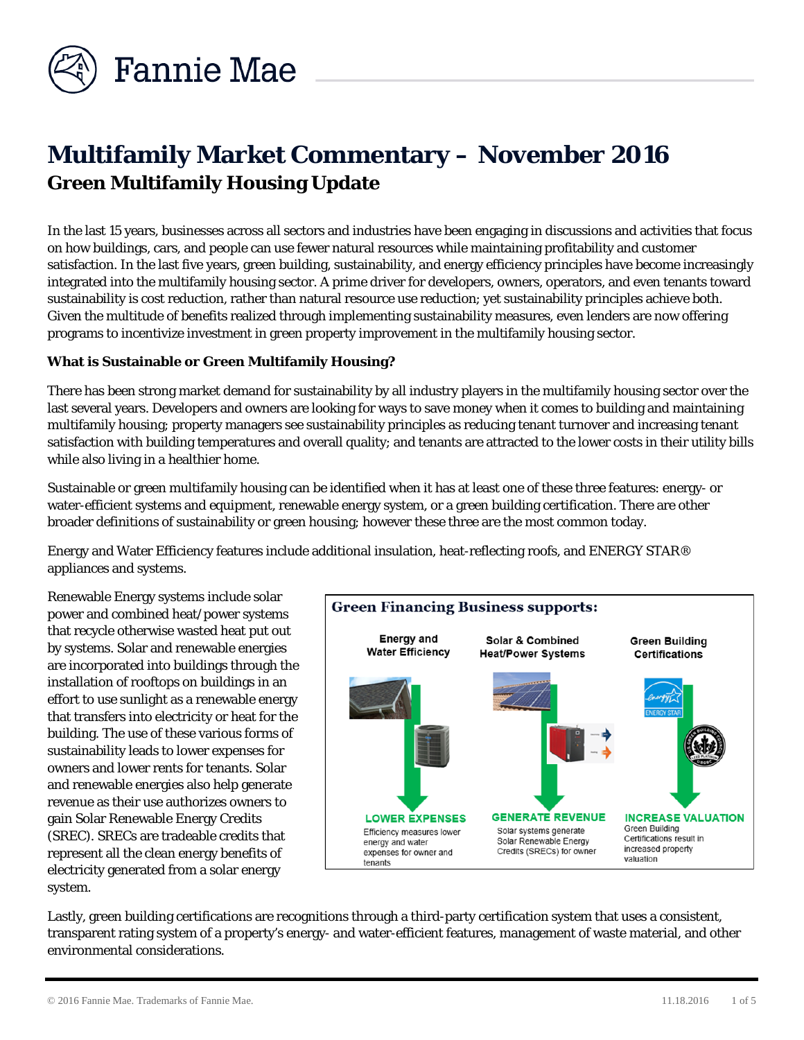# Multifamily Market Commentary – November 2016

## Green Multifamily Housing Update

In the last 15 years, businesses across all sectors and industries have been engaging in discussions and activities that focus on how buildings, cars, and people can use fewer natural resources while maintaining profitability and customer satisfaction. In the last five years, green building, sustainability, and energy efficiency principles have become increasingly integrated into the multifamily housing sector. A prime driver for developers, owners, operators, and even tenants toward sustainability is cost reduction, rather than natural resource use reduction; yet sustainability principles achieve both. Given the multitude of benefits realized through implementing sustainability measures, even lenders are now offering programs to incentivize investment in green property improvement in the multifamily housing sector.

**What is Sustainable or Green Multifamily Housing?**

There has been strong market demand for sustainability by all industry players in the multifamily housing sector over the last several years. Developers and owners are looking for ways to save money when it comes to building and maintaining multifamily housing; property managers see sustainability principles as reducing tenant turnover and increasing tenant satisfaction with building temperatures and overall quality; and tenants are attracted to the lower costs in their utility bills while also living in a healthier home.

Sustainable or green multifamily housing can be identified when it has at least one of these three features: energy- or water-efficient systems and equipment, renewable energy system, or a green building certification. There are other broader definitions of sustainability or green housing; however these three are the most common today.

Energy and Water Efficiency features include additional insulation, heat-reflecting roofs, and ENERGY STAR® appliances and systems.

Renewable Energy systems include solar power and combined heat/power systems that recycle otherwise wasted heat put out by systems. Solar and renewable energies are incorporated into buildings through the installation of rooftops on buildings in an effort to use sunlight as a renewable energy that transfers into electricity or heat for the building. The use of these various forms of sustainability leads to lower expenses for owners and lower rents for tenants. Solar and renewable energies also help generate revenue as their use authorizes owners to gain Solar Renewable Energy Credits (SREC). SRECs are tradeable credits that represent all the clean energy benefits of electricity generated from a solar energy system.

**Green Financing Business supports:**

| Energy and Water Efficiency | Solar & Combined Heat/Power Systems | Green Building Certifications |
|---|---|---|
| **LOWER EXPENSES** | **GENERATE REVENUE** | **INCREASE VALUATION** |
| Efficiency measures lower energy and water expenses for owner and tenants | Solar systems generate Solar Renewable Energy Credits (SRECs) for owner | Green Building Certifications result in increased property valuation |

Lastly, green building certifications are recognitions through a third-party certification system that uses a consistent, transparent rating system of a property's energy- and water-efficient features, management of waste material, and other environmental considerations.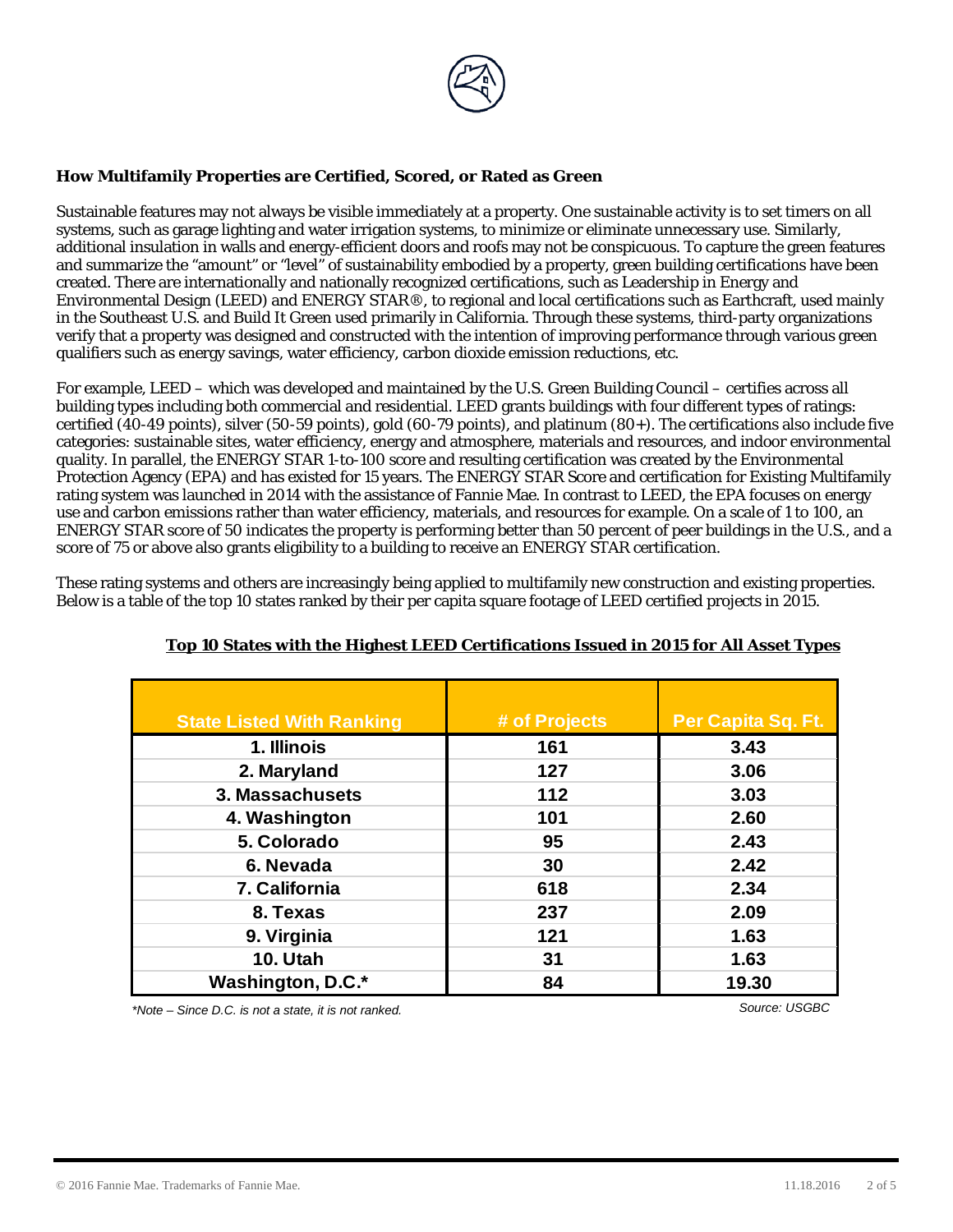## How Multifamily Properties are Certified, Scored, or Rated as Green

Sustainable features may not always be visible immediately at a property. One sustainable activity is to set timers on all systems, such as garage lighting and water irrigation systems, to minimize or eliminate unnecessary use. Similarly, additional insulation in walls and energy-efficient doors and roofs may not be conspicuous. To capture the green features and summarize the "amount" or "level" of sustainability embodied by a property, green building certifications have been created. There are internationally and nationally recognized certifications, such as Leadership in Energy and Environmental Design (LEED) and ENERGY STAR®, to regional and local certifications such as Earthcraft, used mainly in the Southeast U.S. and Build It Green used primarily in California. Through these systems, third-party organizations verify that a property was designed and constructed with the intention of improving performance through various green qualifiers such as energy savings, water efficiency, carbon dioxide emission reductions, etc.

For example, LEED – which was developed and maintained by the U.S. Green Building Council – certifies across all building types including both commercial and residential. LEED grants buildings with four different types of ratings: certified (40-49 points), silver (50-59 points), gold (60-79 points), and platinum (80+). The certifications also include five categories: sustainable sites, water efficiency, energy and atmosphere, materials and resources, and indoor environmental quality. In parallel, the ENERGY STAR 1-to-100 score and resulting certification was created by the Environmental Protection Agency (EPA) and has existed for 15 years. The ENERGY STAR Score and certification for Existing Multifamily rating system was launched in 2014 with the assistance of Fannie Mae. In contrast to LEED, the EPA focuses on energy use and carbon emissions rather than water efficiency, materials, and resources for example. On a scale of 1 to 100, an ENERGY STAR score of 50 indicates the property is performing better than 50 percent of peer buildings in the U.S., and a score of 75 or above also grants eligibility to a building to receive an ENERGY STAR certification.

These rating systems and others are increasingly being applied to multifamily new construction and existing properties. Below is a table of the top 10 states ranked by their per capita square footage of LEED certified projects in 2015.

**Top 10 States with the Highest LEED Certifications Issued in 2015 for All Asset Types**

| State Listed With Ranking | # of Projects | Per Capita Sq. Ft. |
|---|---|---|
| 1. Illinois | 161 | 3.43 |
| 2. Maryland | 127 | 3.06 |
| 3. Massachusets | 112 | 3.03 |
| 4. Washington | 101 | 2.60 |
| 5. Colorado | 95 | 2.43 |
| 6. Nevada | 30 | 2.42 |
| 7. California | 618 | 2.34 |
| 8. Texas | 237 | 2.09 |
| 9. Virginia | 121 | 1.63 |
| 10. Utah | 31 | 1.63 |
| Washington, D.C.* | 84 | 19.30 |

*\*Note – Since D.C. is not a state, it is not ranked.*

*Source: USGBC*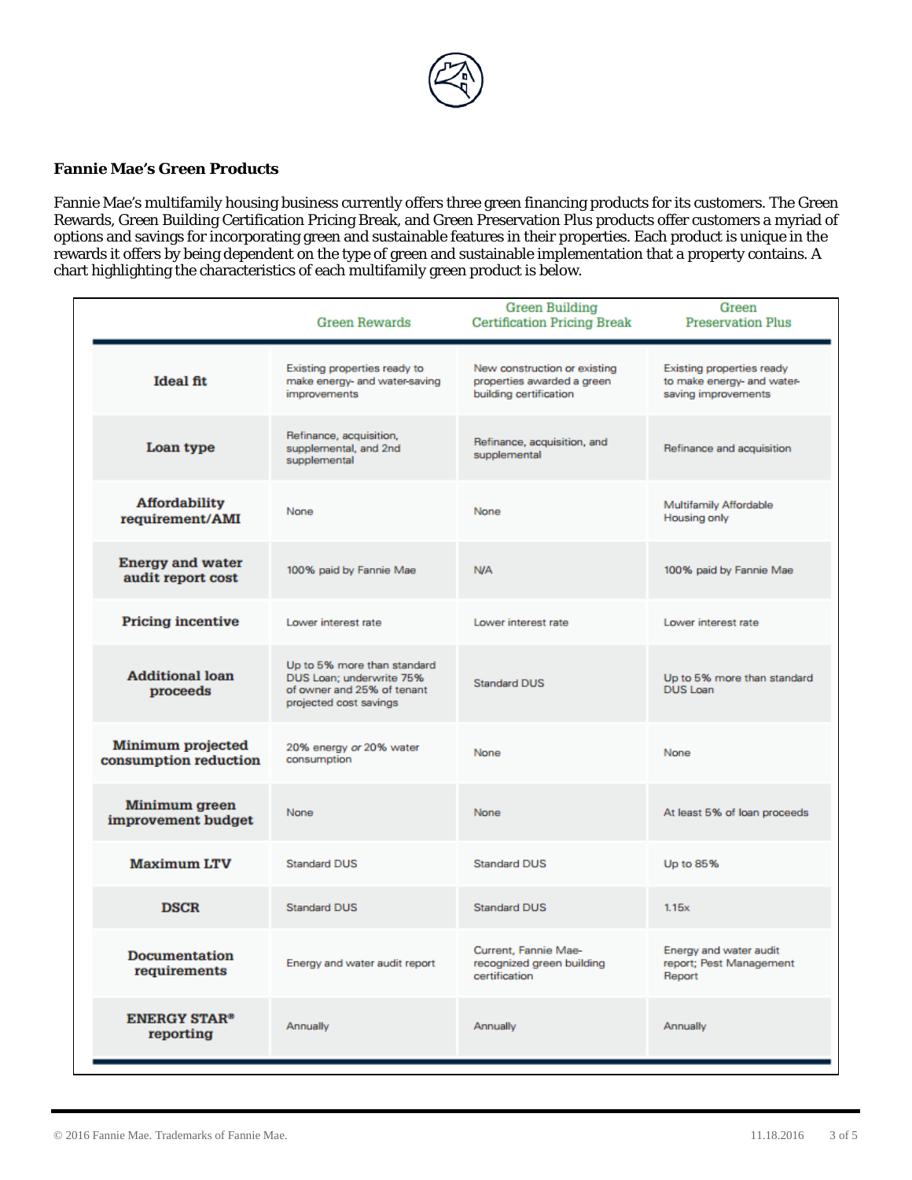**Fannie Mae's Green Products**

Fannie Mae's multifamily housing business currently offers three green financing products for its customers. The Green Rewards, Green Building Certification Pricing Break, and Green Preservation Plus products offer customers a myriad of options and savings for incorporating green and sustainable features in their properties. Each product is unique in the rewards it offers by being dependent on the type of green and sustainable implementation that a property contains. A chart highlighting the characteristics of each multifamily green product is below.

| | Green Rewards | Green Building Certification Pricing Break | Green Preservation Plus |
|---|---|---|---|
| **Ideal fit** | Existing properties ready to make energy- and water-saving improvements | New construction or existing properties awarded a green building certification | Existing properties ready to make energy- and water-saving improvements |
| **Loan type** | Refinance, acquisition, supplemental, and 2nd supplemental | Refinance, acquisition, and supplemental | Refinance and acquisition |
| **Affordability requirement/AMI** | None | None | Multifamily Affordable Housing only |
| **Energy and water audit report cost** | 100% paid by Fannie Mae | N/A | 100% paid by Fannie Mae |
| **Pricing incentive** | Lower interest rate | Lower interest rate | Lower interest rate |
| **Additional loan proceeds** | Up to 5% more than standard DUS Loan; underwrite 75% of owner and 25% of tenant projected cost savings | Standard DUS | Up to 5% more than standard DUS Loan |
| **Minimum projected consumption reduction** | 20% energy *or* 20% water consumption | None | None |
| **Minimum green improvement budget** | None | None | At least 5% of loan proceeds |
| **Maximum LTV** | Standard DUS | Standard DUS | Up to 85% |
| **DSCR** | Standard DUS | Standard DUS | 1.15x |
| **Documentation requirements** | Energy and water audit report | Current, Fannie Mae-recognized green building certification | Energy and water audit report; Pest Management Report |
| **ENERGY STAR® reporting** | Annually | Annually | Annually |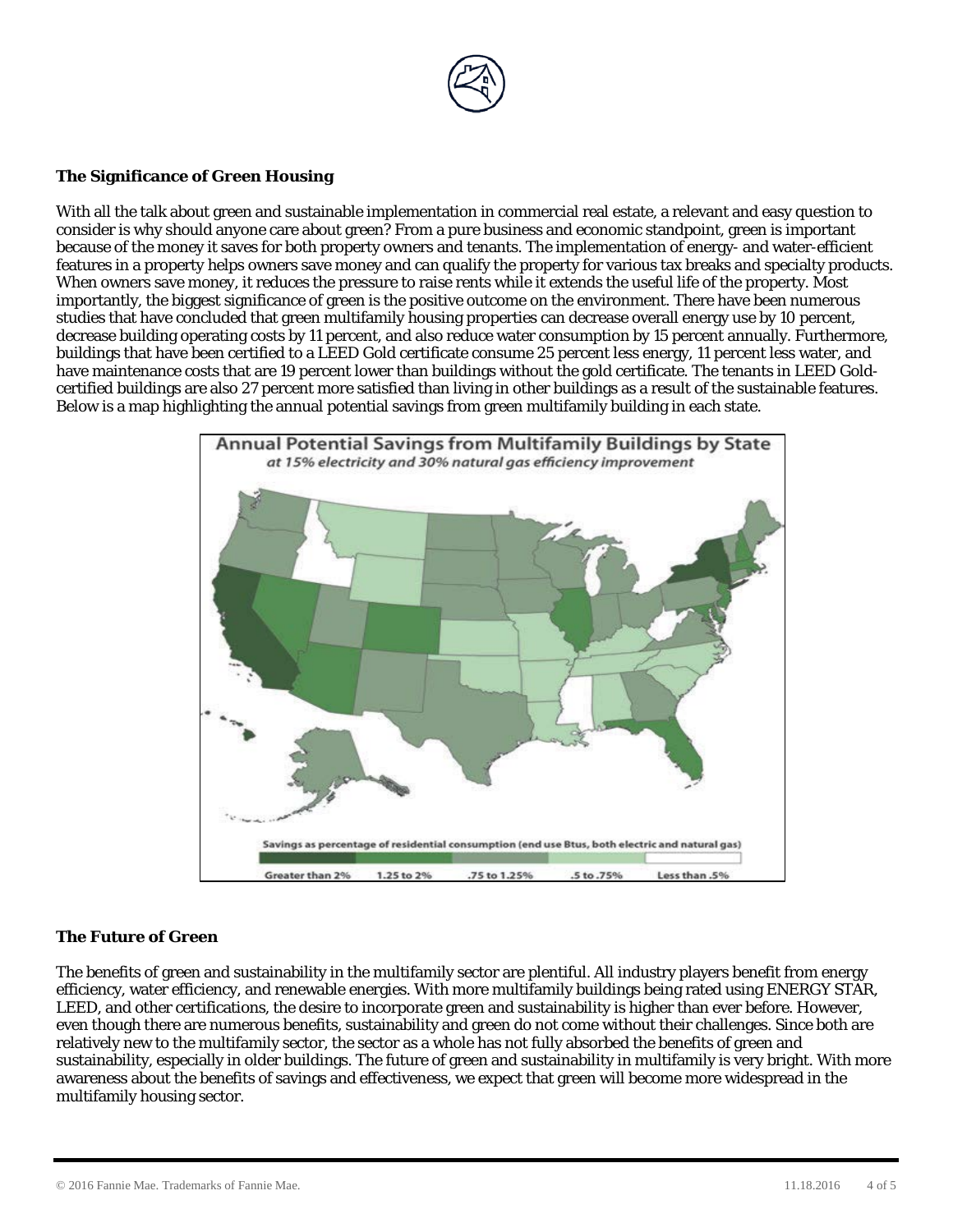## The Significance of Green Housing

With all the talk about green and sustainable implementation in commercial real estate, a relevant and easy question to consider is why should anyone care about green? From a pure business and economic standpoint, green is important because of the money it saves for both property owners and tenants. The implementation of energy- and water-efficient features in a property helps owners save money and can qualify the property for various tax breaks and specialty products. When owners save money, it reduces the pressure to raise rents while it extends the useful life of the property. Most importantly, the biggest significance of green is the positive outcome on the environment. There have been numerous studies that have concluded that green multifamily housing properties can decrease overall energy use by 10 percent, decrease building operating costs by 11 percent, and also reduce water consumption by 15 percent annually. Furthermore, buildings that have been certified to a LEED Gold certificate consume 25 percent less energy, 11 percent less water, and have maintenance costs that are 19 percent lower than buildings without the gold certificate. The tenants in LEED Gold-certified buildings are also 27 percent more satisfied than living in other buildings as a result of the sustainable features. Below is a map highlighting the annual potential savings from green multifamily building in each state.

**Annual Potential Savings from Multifamily Buildings by State**

*at 15% electricity and 30% natural gas efficiency improvement*

Savings as percentage of residential consumption (end use Btus, both electric and natural gas)

Greater than 2% | 1.25 to 2% | .75 to 1.25% | .5 to .75% | Less than .5%

## The Future of Green

The benefits of green and sustainability in the multifamily sector are plentiful. All industry players benefit from energy efficiency, water efficiency, and renewable energies. With more multifamily buildings being rated using ENERGY STAR, LEED, and other certifications, the desire to incorporate green and sustainability is higher than ever before. However, even though there are numerous benefits, sustainability and green do not come without their challenges. Since both are relatively new to the multifamily sector, the sector as a whole has not fully absorbed the benefits of green and sustainability, especially in older buildings. The future of green and sustainability in multifamily is very bright. With more awareness about the benefits of savings and effectiveness, we expect that green will become more widespread in the multifamily housing sector.

© 2016 Fannie Mae. Trademarks of Fannie Mae.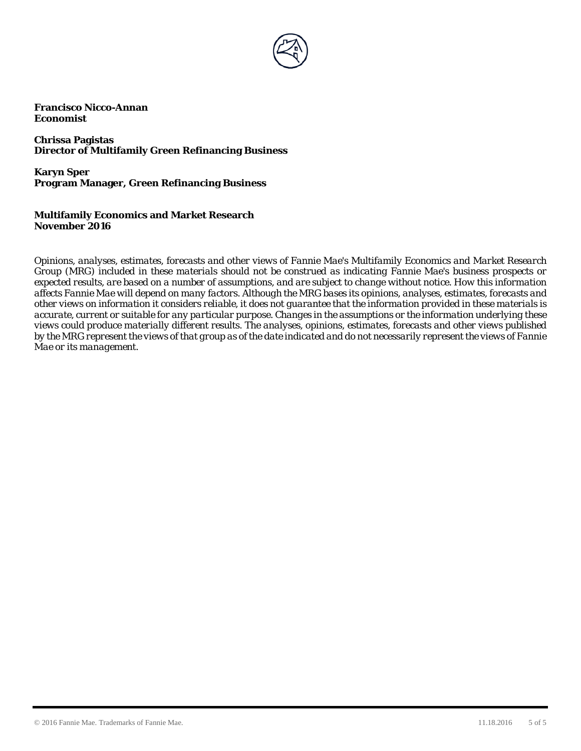**Francisco Nicco-Annan**
**Economist**

**Chrissa Pagistas**
**Director of Multifamily Green Refinancing Business**

**Karyn Sper**
**Program Manager, Green Refinancing Business**

**Multifamily Economics and Market Research**
**November 2016**

*Opinions, analyses, estimates, forecasts and other views of Fannie Mae's Multifamily Economics and Market Research Group (MRG) included in these materials should not be construed as indicating Fannie Mae's business prospects or expected results, are based on a number of assumptions, and are subject to change without notice. How this information affects Fannie Mae will depend on many factors. Although the MRG bases its opinions, analyses, estimates, forecasts and other views on information it considers reliable, it does not guarantee that the information provided in these materials is accurate, current or suitable for any particular purpose. Changes in the assumptions or the information underlying these views could produce materially different results. The analyses, opinions, estimates, forecasts and other views published by the MRG represent the views of that group as of the date indicated and do not necessarily represent the views of Fannie Mae or its management.*